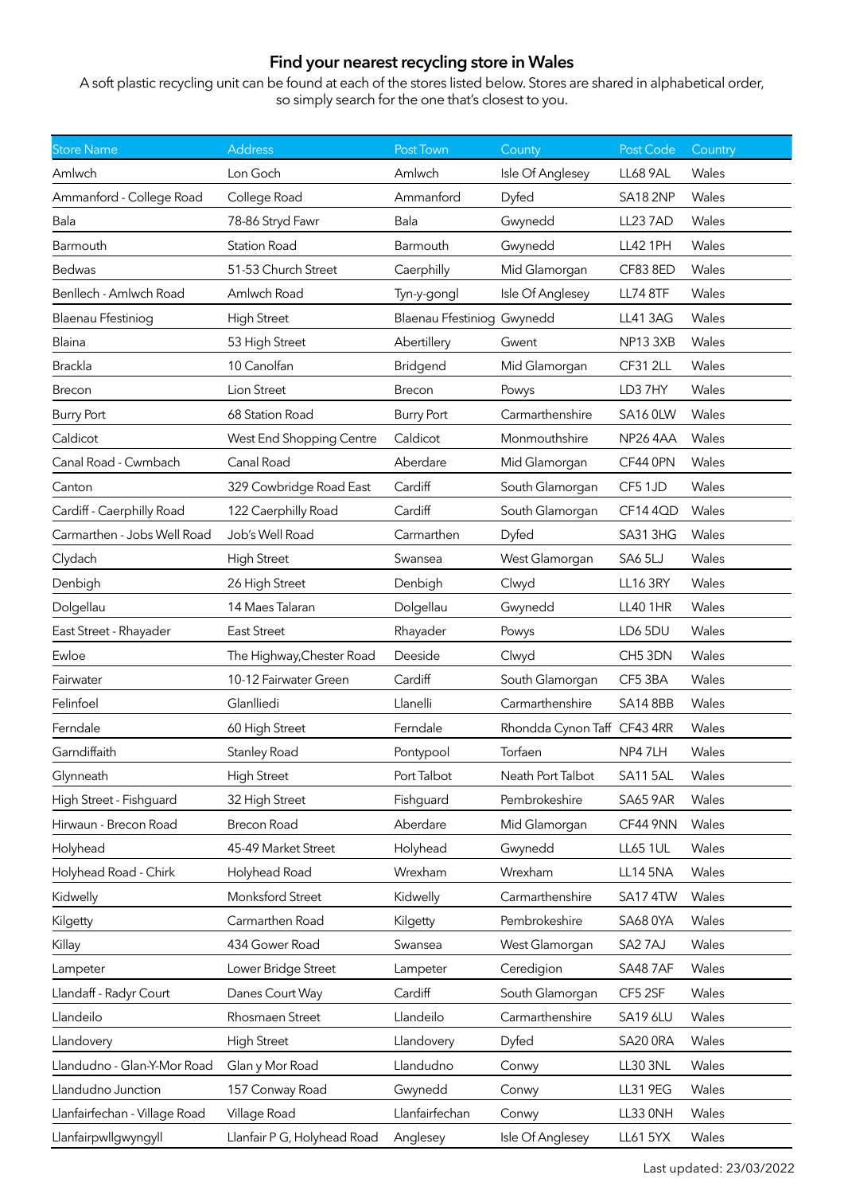# Find your nearest recycling store in Wales

A soft plastic recycling unit can be found at each of the stores listed below. Stores are shared in alphabetical order, so simply search for the one that's closest to you.

| Store Name | Address | Post Town | County | Post Code | Country |
|---|---|---|---|---|---|
| Amlwch | Lon Goch | Amlwch | Isle Of Anglesey | LL68 9AL | Wales |
| Ammanford - College Road | College Road | Ammanford | Dyfed | SA18 2NP | Wales |
| Bala | 78-86 Stryd Fawr | Bala | Gwynedd | LL23 7AD | Wales |
| Barmouth | Station Road | Barmouth | Gwynedd | LL42 1PH | Wales |
| Bedwas | 51-53 Church Street | Caerphilly | Mid Glamorgan | CF83 8ED | Wales |
| Benllech - Amlwch Road | Amlwch Road | Tyn-y-gongl | Isle Of Anglesey | LL74 8TF | Wales |
| Blaenau Ffestiniog | High Street | Blaenau Ffestiniog | Gwynedd | LL41 3AG | Wales |
| Blaina | 53 High Street | Abertillery | Gwent | NP13 3XB | Wales |
| Brackla | 10 Canolfan | Bridgend | Mid Glamorgan | CF31 2LL | Wales |
| Brecon | Lion Street | Brecon | Powys | LD3 7HY | Wales |
| Burry Port | 68 Station Road | Burry Port | Carmarthenshire | SA16 0LW | Wales |
| Caldicot | West End Shopping Centre | Caldicot | Monmouthshire | NP26 4AA | Wales |
| Canal Road - Cwmbach | Canal Road | Aberdare | Mid Glamorgan | CF44 0PN | Wales |
| Canton | 329 Cowbridge Road East | Cardiff | South Glamorgan | CF5 1JD | Wales |
| Cardiff - Caerphilly Road | 122 Caerphilly Road | Cardiff | South Glamorgan | CF14 4QD | Wales |
| Carmarthen - Jobs Well Road | Job's Well Road | Carmarthen | Dyfed | SA31 3HG | Wales |
| Clydach | High Street | Swansea | West Glamorgan | SA6 5LJ | Wales |
| Denbigh | 26 High Street | Denbigh | Clwyd | LL16 3RY | Wales |
| Dolgellau | 14 Maes Talaran | Dolgellau | Gwynedd | LL40 1HR | Wales |
| East Street - Rhayader | East Street | Rhayader | Powys | LD6 5DU | Wales |
| Ewloe | The Highway,Chester Road | Deeside | Clwyd | CH5 3DN | Wales |
| Fairwater | 10-12 Fairwater Green | Cardiff | South Glamorgan | CF5 3BA | Wales |
| Felinfoel | Glanlliedi | Llanelli | Carmarthenshire | SA14 8BB | Wales |
| Ferndale | 60 High Street | Ferndale | Rhondda Cynon Taff | CF43 4RR | Wales |
| Garndiffaith | Stanley Road | Pontypool | Torfaen | NP4 7LH | Wales |
| Glynneath | High Street | Port Talbot | Neath Port Talbot | SA11 5AL | Wales |
| High Street - Fishguard | 32 High Street | Fishguard | Pembrokeshire | SA65 9AR | Wales |
| Hirwaun - Brecon Road | Brecon Road | Aberdare | Mid Glamorgan | CF44 9NN | Wales |
| Holyhead | 45-49 Market Street | Holyhead | Gwynedd | LL65 1UL | Wales |
| Holyhead Road - Chirk | Holyhead Road | Wrexham | Wrexham | LL14 5NA | Wales |
| Kidwelly | Monksford Street | Kidwelly | Carmarthenshire | SA17 4TW | Wales |
| Kilgetty | Carmarthen Road | Kilgetty | Pembrokeshire | SA68 0YA | Wales |
| Killay | 434 Gower Road | Swansea | West Glamorgan | SA2 7AJ | Wales |
| Lampeter | Lower Bridge Street | Lampeter | Ceredigion | SA48 7AF | Wales |
| Llandaff - Radyr Court | Danes Court Way | Cardiff | South Glamorgan | CF5 2SF | Wales |
| Llandeilo | Rhosmaen Street | Llandeilo | Carmarthenshire | SA19 6LU | Wales |
| Llandovery | High Street | Llandovery | Dyfed | SA20 0RA | Wales |
| Llandudno - Glan-Y-Mor Road | Glan y Mor Road | Llandudno | Conwy | LL30 3NL | Wales |
| Llandudno Junction | 157 Conway Road | Gwynedd | Conwy | LL31 9EG | Wales |
| Llanfairfechan - Village Road | Village Road | Llanfairfechan | Conwy | LL33 0NH | Wales |
| Llanfairpwllgwyngyll | Llanfair P G, Holyhead Road | Anglesey | Isle Of Anglesey | LL61 5YX | Wales |

Last updated: 23/03/2022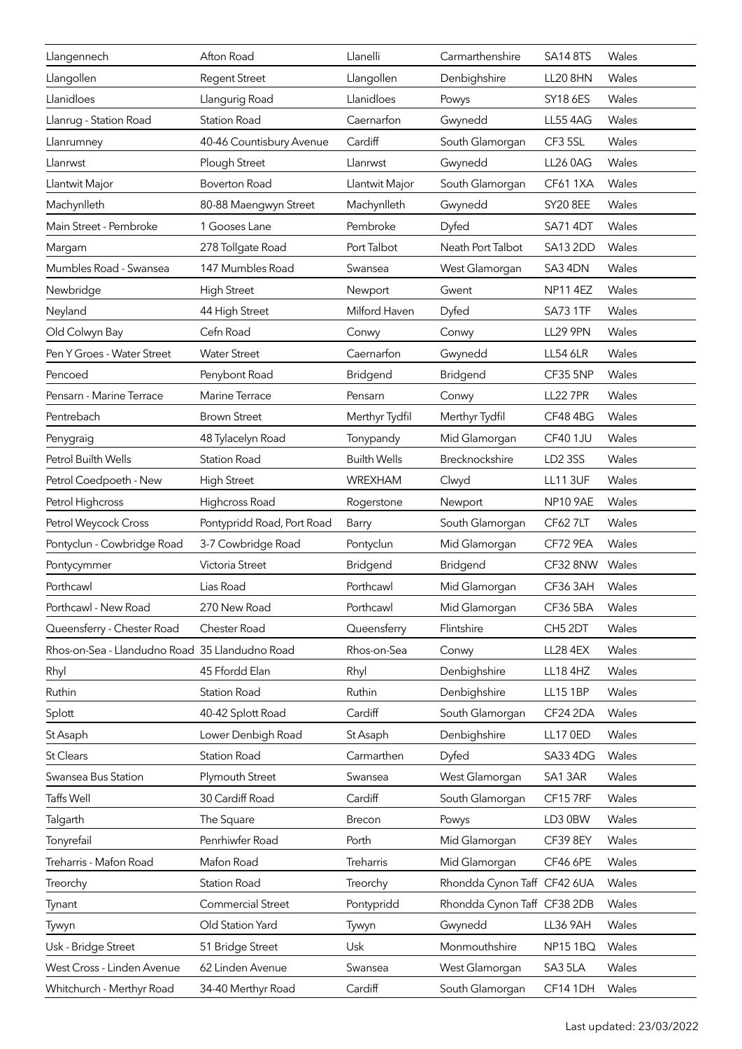| | | | | | |
|---|---|---|---|---|---|
| Llangennech | Afton Road | Llanelli | Carmarthenshire | SA14 8TS | Wales |
| Llangollen | Regent Street | Llangollen | Denbighshire | LL20 8HN | Wales |
| Llanidloes | Llangurig Road | Llanidloes | Powys | SY18 6ES | Wales |
| Llanrug - Station Road | Station Road | Caernarfon | Gwynedd | LL55 4AG | Wales |
| Llanrumney | 40-46 Countisbury Avenue | Cardiff | South Glamorgan | CF3 5SL | Wales |
| Llanrwst | Plough Street | Llanrwst | Gwynedd | LL26 0AG | Wales |
| Llantwit Major | Boverton Road | Llantwit Major | South Glamorgan | CF61 1XA | Wales |
| Machynlleth | 80-88 Maengwyn Street | Machynlleth | Gwynedd | SY20 8EE | Wales |
| Main Street - Pembroke | 1 Gooses Lane | Pembroke | Dyfed | SA71 4DT | Wales |
| Margam | 278 Tollgate Road | Port Talbot | Neath Port Talbot | SA13 2DD | Wales |
| Mumbles Road - Swansea | 147 Mumbles Road | Swansea | West Glamorgan | SA3 4DN | Wales |
| Newbridge | High Street | Newport | Gwent | NP11 4EZ | Wales |
| Neyland | 44 High Street | Milford Haven | Dyfed | SA73 1TF | Wales |
| Old Colwyn Bay | Cefn Road | Conwy | Conwy | LL29 9PN | Wales |
| Pen Y Groes - Water Street | Water Street | Caernarfon | Gwynedd | LL54 6LR | Wales |
| Pencoed | Penybont Road | Bridgend | Bridgend | CF35 5NP | Wales |
| Pensarn - Marine Terrace | Marine Terrace | Pensarn | Conwy | LL22 7PR | Wales |
| Pentrebach | Brown Street | Merthyr Tydfil | Merthyr Tydfil | CF48 4BG | Wales |
| Penygraig | 48 Tylacelyn Road | Tonypandy | Mid Glamorgan | CF40 1JU | Wales |
| Petrol Builth Wells | Station Road | Builth Wells | Brecknockshire | LD2 3SS | Wales |
| Petrol Coedpoeth - New | High Street | WREXHAM | Clwyd | LL11 3UF | Wales |
| Petrol Highcross | Highcross Road | Rogerstone | Newport | NP10 9AE | Wales |
| Petrol Weycock Cross | Pontypridd Road, Port Road | Barry | South Glamorgan | CF62 7LT | Wales |
| Pontyclun - Cowbridge Road | 3-7 Cowbridge Road | Pontyclun | Mid Glamorgan | CF72 9EA | Wales |
| Pontycymmer | Victoria Street | Bridgend | Bridgend | CF32 8NW | Wales |
| Porthcawl | Lias Road | Porthcawl | Mid Glamorgan | CF36 3AH | Wales |
| Porthcawl - New Road | 270 New Road | Porthcawl | Mid Glamorgan | CF36 5BA | Wales |
| Queensferry - Chester Road | Chester Road | Queensferry | Flintshire | CH5 2DT | Wales |
| Rhos-on-Sea - Llandudno Road | 35 Llandudno Road | Rhos-on-Sea | Conwy | LL28 4EX | Wales |
| Rhyl | 45 Ffordd Elan | Rhyl | Denbighshire | LL18 4HZ | Wales |
| Ruthin | Station Road | Ruthin | Denbighshire | LL15 1BP | Wales |
| Splott | 40-42 Splott Road | Cardiff | South Glamorgan | CF24 2DA | Wales |
| St Asaph | Lower Denbigh Road | St Asaph | Denbighshire | LL17 0ED | Wales |
| St Clears | Station Road | Carmarthen | Dyfed | SA33 4DG | Wales |
| Swansea Bus Station | Plymouth Street | Swansea | West Glamorgan | SA1 3AR | Wales |
| Taffs Well | 30 Cardiff Road | Cardiff | South Glamorgan | CF15 7RF | Wales |
| Talgarth | The Square | Brecon | Powys | LD3 0BW | Wales |
| Tonyrefail | Penrhiwfer Road | Porth | Mid Glamorgan | CF39 8EY | Wales |
| Treharris - Mafon Road | Mafon Road | Treharris | Mid Glamorgan | CF46 6PE | Wales |
| Treorchy | Station Road | Treorchy | Rhondda Cynon Taff | CF42 6UA | Wales |
| Tynant | Commercial Street | Pontypridd | Rhondda Cynon Taff | CF38 2DB | Wales |
| Tywyn | Old Station Yard | Tywyn | Gwynedd | LL36 9AH | Wales |
| Usk - Bridge Street | 51 Bridge Street | Usk | Monmouthshire | NP15 1BQ | Wales |
| West Cross - Linden Avenue | 62 Linden Avenue | Swansea | West Glamorgan | SA3 5LA | Wales |
| Whitchurch - Merthyr Road | 34-40 Merthyr Road | Cardiff | South Glamorgan | CF14 1DH | Wales |

Last updated: 23/03/2022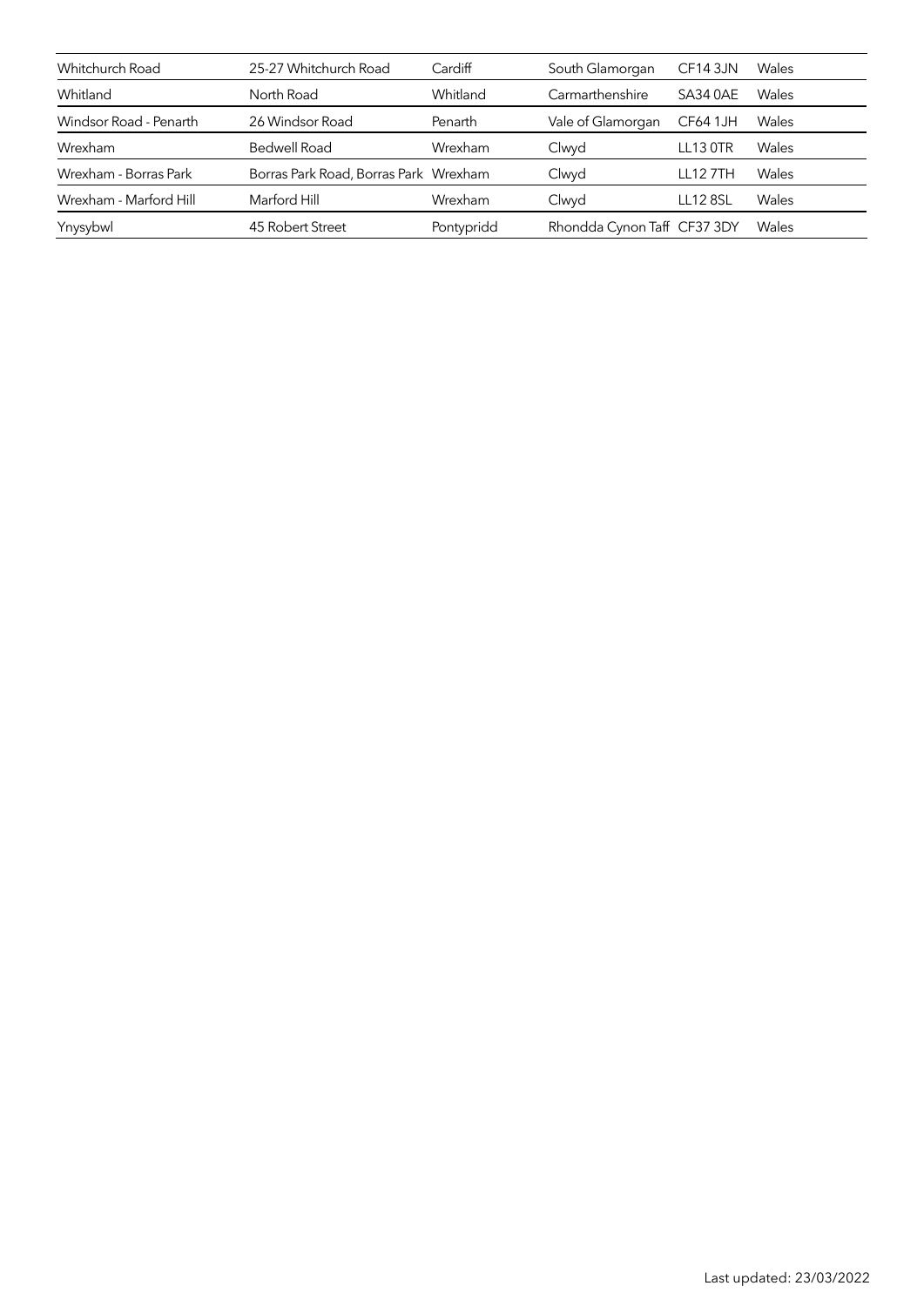| | | | | | |
|---|---|---|---|---|---|
| Whitchurch Road | 25-27 Whitchurch Road | Cardiff | South Glamorgan | CF14 3JN | Wales |
| Whitland | North Road | Whitland | Carmarthenshire | SA34 0AE | Wales |
| Windsor Road - Penarth | 26 Windsor Road | Penarth | Vale of Glamorgan | CF64 1JH | Wales |
| Wrexham | Bedwell Road | Wrexham | Clwyd | LL13 0TR | Wales |
| Wrexham - Borras Park | Borras Park Road, Borras Park | Wrexham | Clwyd | LL12 7TH | Wales |
| Wrexham - Marford Hill | Marford Hill | Wrexham | Clwyd | LL12 8SL | Wales |
| Ynysybwl | 45 Robert Street | Pontypridd | Rhondda Cynon Taff | CF37 3DY | Wales |

Last updated: 23/03/2022